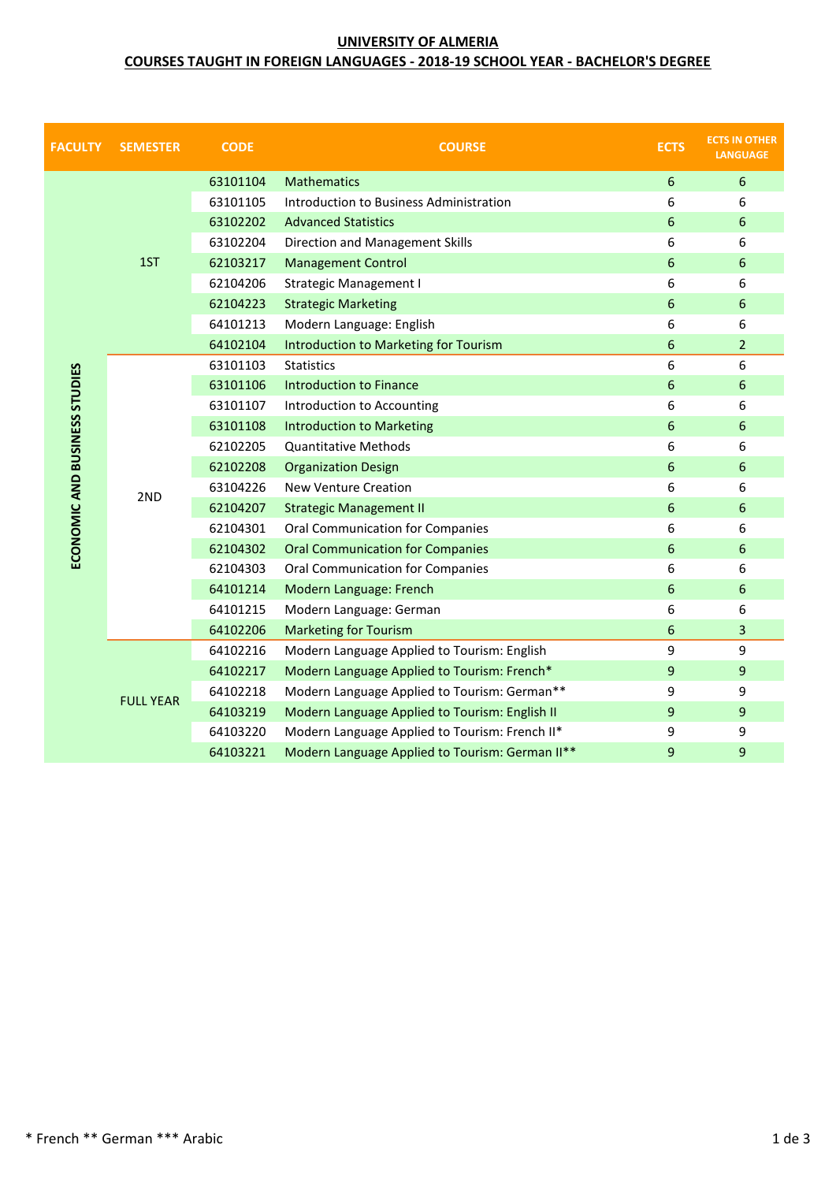**UNIVERSITY OF ALMERIA**

**COURSES TAUGHT IN FOREIGN LANGUAGES - 2018-19 SCHOOL YEAR - BACHELOR'S DEGREE**

| FACULTY | SEMESTER | CODE | COURSE | ECTS | ECTS IN OTHER LANGUAGE |
|---|---|---|---|---|---|
| ECONOMIC AND BUSINESS STUDIES | 1ST | 63101104 | Mathematics | 6 | 6 |
| | | 63101105 | Introduction to Business Administration | 6 | 6 |
| | | 63102202 | Advanced Statistics | 6 | 6 |
| | | 63102204 | Direction and Management Skills | 6 | 6 |
| | | 62103217 | Management Control | 6 | 6 |
| | | 62104206 | Strategic Management I | 6 | 6 |
| | | 62104223 | Strategic Marketing | 6 | 6 |
| | | 64101213 | Modern Language: English | 6 | 6 |
| | | 64102104 | Introduction to Marketing for Tourism | 6 | 2 |
| | 2ND | 63101103 | Statistics | 6 | 6 |
| | | 63101106 | Introduction to Finance | 6 | 6 |
| | | 63101107 | Introduction to Accounting | 6 | 6 |
| | | 63101108 | Introduction to Marketing | 6 | 6 |
| | | 62102205 | Quantitative Methods | 6 | 6 |
| | | 62102208 | Organization Design | 6 | 6 |
| | | 63104226 | New Venture Creation | 6 | 6 |
| | | 62104207 | Strategic Management II | 6 | 6 |
| | | 62104301 | Oral Communication for Companies | 6 | 6 |
| | | 62104302 | Oral Communication for Companies | 6 | 6 |
| | | 62104303 | Oral Communication for Companies | 6 | 6 |
| | | 64101214 | Modern Language: French | 6 | 6 |
| | | 64101215 | Modern Language: German | 6 | 6 |
| | | 64102206 | Marketing for Tourism | 6 | 3 |
| | FULL YEAR | 64102216 | Modern Language Applied to Tourism: English | 9 | 9 |
| | | 64102217 | Modern Language Applied to Tourism: French* | 9 | 9 |
| | | 64102218 | Modern Language Applied to Tourism: German** | 9 | 9 |
| | | 64103219 | Modern Language Applied to Tourism: English II | 9 | 9 |
| | | 64103220 | Modern Language Applied to Tourism: French II* | 9 | 9 |
| | | 64103221 | Modern Language Applied to Tourism: German II** | 9 | 9 |

* French ** German *** Arabic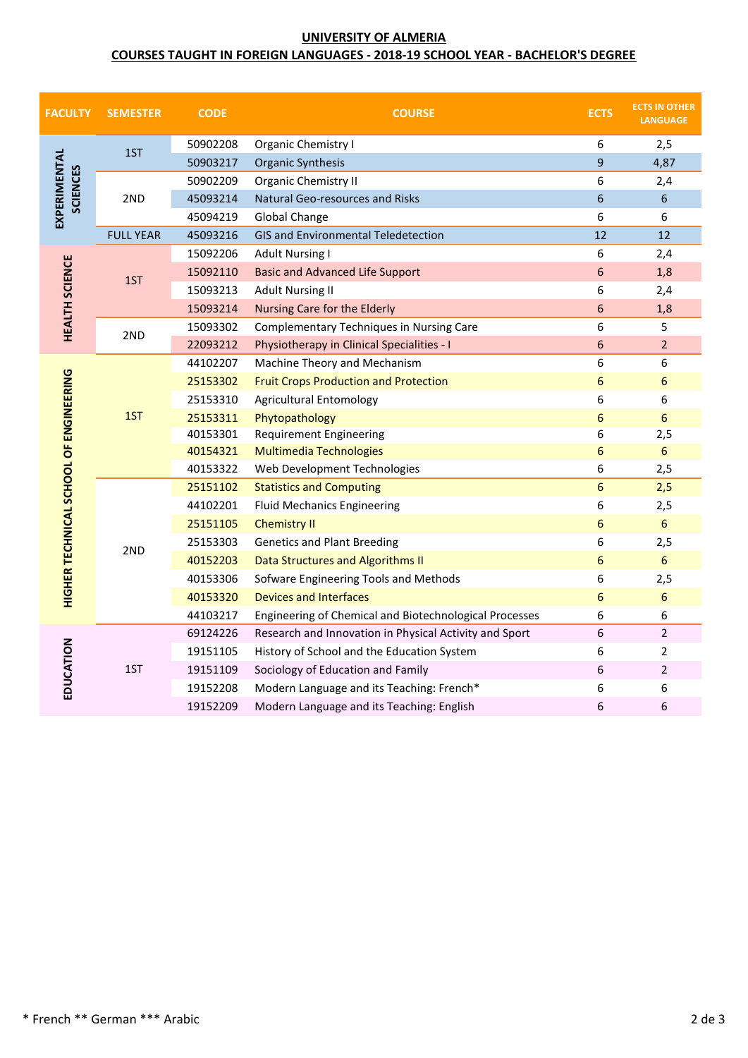**UNIVERSITY OF ALMERIA**

**COURSES TAUGHT IN FOREIGN LANGUAGES - 2018-19 SCHOOL YEAR - BACHELOR'S DEGREE**

| FACULTY | SEMESTER | CODE | COURSE | ECTS | ECTS IN OTHER LANGUAGE |
|---|---|---|---|---|---|
| EXPERIMENTAL SCIENCES | 1ST | 50902208 | Organic Chemistry I | 6 | 2,5 |
| | | 50903217 | Organic Synthesis | 9 | 4,87 |
| | 2ND | 50902209 | Organic Chemistry II | 6 | 2,4 |
| | | 45093214 | Natural Geo-resources and Risks | 6 | 6 |
| | | 45094219 | Global Change | 6 | 6 |
| | FULL YEAR | 45093216 | GIS and Environmental Teledetection | 12 | 12 |
| HEALTH SCIENCE | 1ST | 15092206 | Adult Nursing I | 6 | 2,4 |
| | | 15092110 | Basic and Advanced Life Support | 6 | 1,8 |
| | | 15093213 | Adult Nursing II | 6 | 2,4 |
| | | 15093214 | Nursing Care for the Elderly | 6 | 1,8 |
| | 2ND | 15093302 | Complementary Techniques in Nursing Care | 6 | 5 |
| | | 22093212 | Physiotherapy in Clinical Specialities - I | 6 | 2 |
| HIGHER TECHNICAL SCHOOL OF ENGINEERING | 1ST | 44102207 | Machine Theory and Mechanism | 6 | 6 |
| | | 25153302 | Fruit Crops Production and Protection | 6 | 6 |
| | | 25153310 | Agricultural Entomology | 6 | 6 |
| | | 25153311 | Phytopathology | 6 | 6 |
| | | 40153301 | Requirement Engineering | 6 | 2,5 |
| | | 40154321 | Multimedia Technologies | 6 | 6 |
| | | 40153322 | Web Development Technologies | 6 | 2,5 |
| | 2ND | 25151102 | Statistics and Computing | 6 | 2,5 |
| | | 44102201 | Fluid Mechanics Engineering | 6 | 2,5 |
| | | 25151105 | Chemistry II | 6 | 6 |
| | | 25153303 | Genetics and Plant Breeding | 6 | 2,5 |
| | | 40152203 | Data Structures and Algorithms II | 6 | 6 |
| | | 40153306 | Sofware Engineering Tools and Methods | 6 | 2,5 |
| | | 40153320 | Devices and Interfaces | 6 | 6 |
| | | 44103217 | Engineering of Chemical and Biotechnological Processes | 6 | 6 |
| EDUCATION | 1ST | 69124226 | Research and Innovation in Physical Activity and Sport | 6 | 2 |
| | | 19151105 | History of School and the Education System | 6 | 2 |
| | | 19151109 | Sociology of Education and Family | 6 | 2 |
| | | 19152208 | Modern Language and its Teaching: French* | 6 | 6 |
| | | 19152209 | Modern Language and its Teaching: English | 6 | 6 |

* French ** German *** Arabic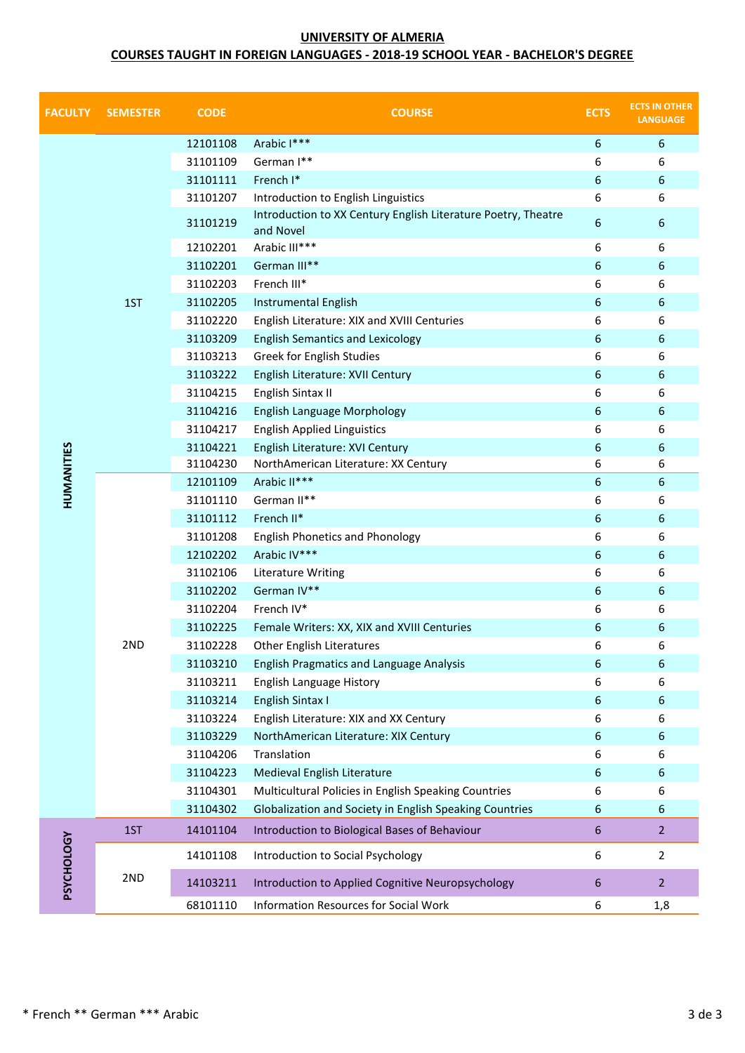**UNIVERSITY OF ALMERIA**

**COURSES TAUGHT IN FOREIGN LANGUAGES - 2018-19 SCHOOL YEAR - BACHELOR'S DEGREE**

| FACULTY | SEMESTER | CODE | COURSE | ECTS | ECTS IN OTHER LANGUAGE |
|---|---|---|---|---|---|
| HUMANITIES | 1ST | 12101108 | Arabic I*** | 6 | 6 |
| | | 31101109 | German I** | 6 | 6 |
| | | 31101111 | French I* | 6 | 6 |
| | | 31101207 | Introduction to English Linguistics | 6 | 6 |
| | | 31101219 | Introduction to XX Century English Literature Poetry, Theatre and Novel | 6 | 6 |
| | | 12102201 | Arabic III*** | 6 | 6 |
| | | 31102201 | German III** | 6 | 6 |
| | | 31102203 | French III* | 6 | 6 |
| | | 31102205 | Instrumental English | 6 | 6 |
| | | 31102220 | English Literature: XIX and XVIII Centuries | 6 | 6 |
| | | 31103209 | English Semantics and Lexicology | 6 | 6 |
| | | 31103213 | Greek for English Studies | 6 | 6 |
| | | 31103222 | English Literature: XVII Century | 6 | 6 |
| | | 31104215 | English Sintax II | 6 | 6 |
| | | 31104216 | English Language Morphology | 6 | 6 |
| | | 31104217 | English Applied Linguistics | 6 | 6 |
| | | 31104221 | English Literature: XVI Century | 6 | 6 |
| | | 31104230 | NorthAmerican Literature: XX Century | 6 | 6 |
| | 2ND | 12101109 | Arabic II*** | 6 | 6 |
| | | 31101110 | German II** | 6 | 6 |
| | | 31101112 | French II* | 6 | 6 |
| | | 31101208 | English Phonetics and Phonology | 6 | 6 |
| | | 12102202 | Arabic IV*** | 6 | 6 |
| | | 31102106 | Literature Writing | 6 | 6 |
| | | 31102202 | German IV** | 6 | 6 |
| | | 31102204 | French IV* | 6 | 6 |
| | | 31102225 | Female Writers: XX, XIX and XVIII Centuries | 6 | 6 |
| | | 31102228 | Other English Literatures | 6 | 6 |
| | | 31103210 | English Pragmatics and Language Analysis | 6 | 6 |
| | | 31103211 | English Language History | 6 | 6 |
| | | 31103214 | English Sintax I | 6 | 6 |
| | | 31103224 | English Literature: XIX and XX Century | 6 | 6 |
| | | 31103229 | NorthAmerican Literature: XIX Century | 6 | 6 |
| | | 31104206 | Translation | 6 | 6 |
| | | 31104223 | Medieval English Literature | 6 | 6 |
| | | 31104301 | Multicultural Policies in English Speaking Countries | 6 | 6 |
| | | 31104302 | Globalization and Society in English Speaking Countries | 6 | 6 |
| PSYCHOLOGY | 1ST | 14101104 | Introduction to Biological Bases of Behaviour | 6 | 2 |
| | 2ND | 14101108 | Introduction to Social Psychology | 6 | 2 |
| | | 14103211 | Introduction to Applied Cognitive Neuropsychology | 6 | 2 |
| | | 68101110 | Information Resources for Social Work | 6 | 1,8 |

* French ** German *** Arabic